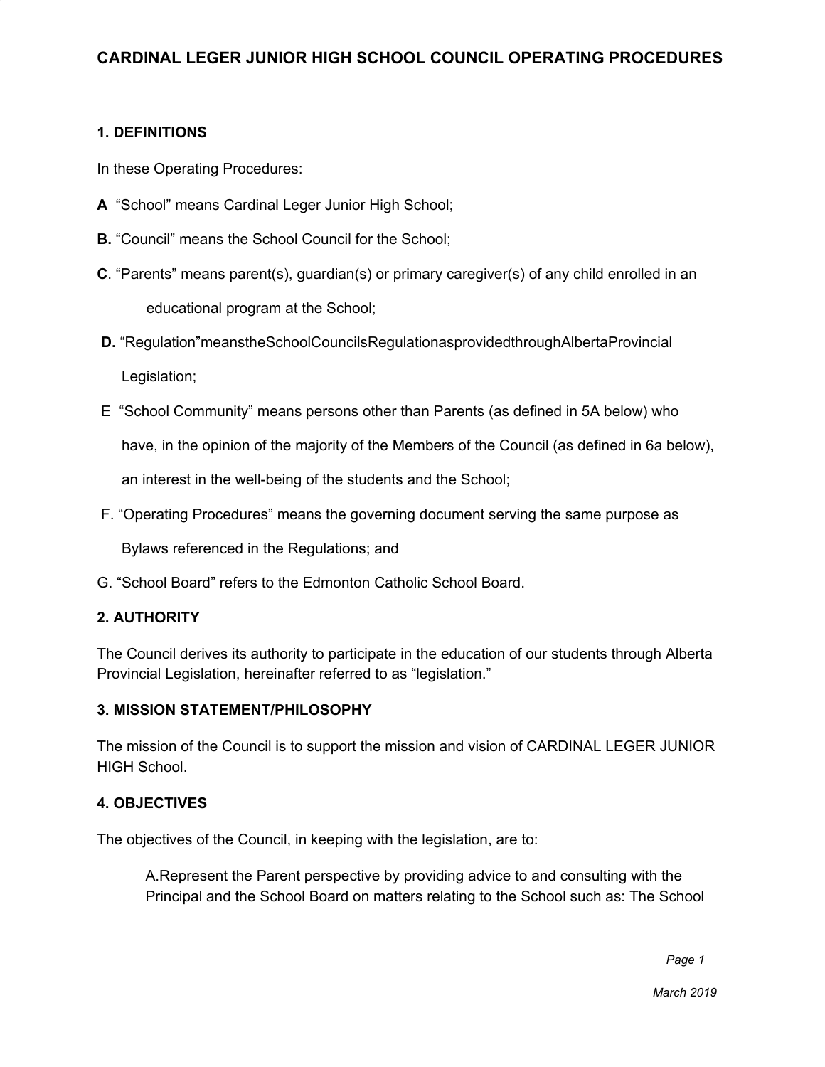# CARDINAL LEGER JUNIOR HIGH SCHOOL COUNCIL OPERATING PROCEDURES

## 1. DEFINITIONS

In these Operating Procedures:

**A** “School” means Cardinal Leger Junior High School;

**B.** “Council” means the School Council for the School;

**C**. “Parents” means parent(s), guardian(s) or primary caregiver(s) of any child enrolled in an educational program at the School;

**D.** “Regulation”meanstheSchoolCouncilsRegulationasprovidedthroughAlbertaProvincial Legislation;

E “School Community” means persons other than Parents (as defined in 5A below) who have, in the opinion of the majority of the Members of the Council (as defined in 6a below), an interest in the well-being of the students and the School;

F. “Operating Procedures” means the governing document serving the same purpose as Bylaws referenced in the Regulations; and

G. “School Board” refers to the Edmonton Catholic School Board.

## 2. AUTHORITY

The Council derives its authority to participate in the education of our students through Alberta Provincial Legislation, hereinafter referred to as “legislation.”

## 3. MISSION STATEMENT/PHILOSOPHY

The mission of the Council is to support the mission and vision of CARDINAL LEGER JUNIOR HIGH School.

## 4. OBJECTIVES

The objectives of the Council, in keeping with the legislation, are to:

A.Represent the Parent perspective by providing advice to and consulting with the Principal and the School Board on matters relating to the School such as: The School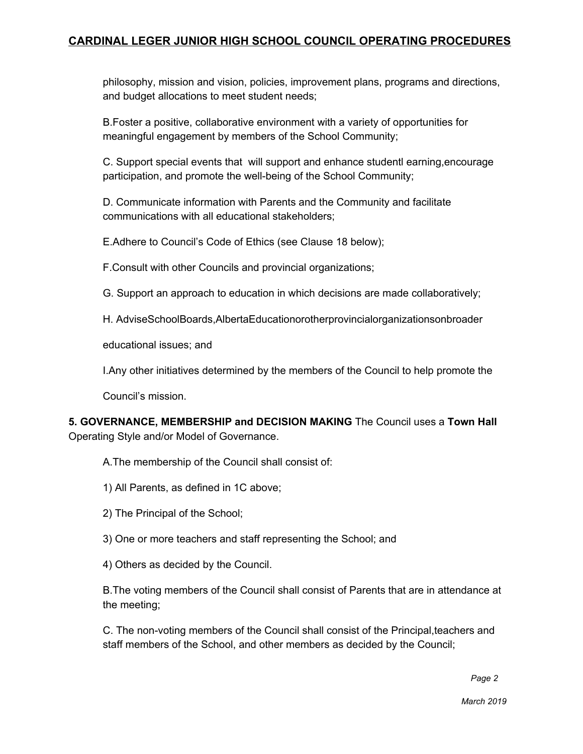philosophy, mission and vision, policies, improvement plans, programs and directions, and budget allocations to meet student needs;

B.Foster a positive, collaborative environment with a variety of opportunities for meaningful engagement by members of the School Community;

C. Support special events that will support and enhance studentl earning,encourage participation, and promote the well-being of the School Community;

D. Communicate information with Parents and the Community and facilitate communications with all educational stakeholders;

E.Adhere to Council's Code of Ethics (see Clause 18 below);

F.Consult with other Councils and provincial organizations;

G. Support an approach to education in which decisions are made collaboratively;

H. AdviseSchoolBoards,AlbertaEducationorotherprovincialorganizationsonbroader

educational issues; and

I.Any other initiatives determined by the members of the Council to help promote the

Council's mission.

**5. GOVERNANCE, MEMBERSHIP and DECISION MAKING** The Council uses a **Town Hall** Operating Style and/or Model of Governance.

A.The membership of the Council shall consist of:

1) All Parents, as defined in 1C above;

2) The Principal of the School;

3) One or more teachers and staff representing the School; and

4) Others as decided by the Council.

B.The voting members of the Council shall consist of Parents that are in attendance at the meeting;

C. The non-voting members of the Council shall consist of the Principal,teachers and staff members of the School, and other members as decided by the Council;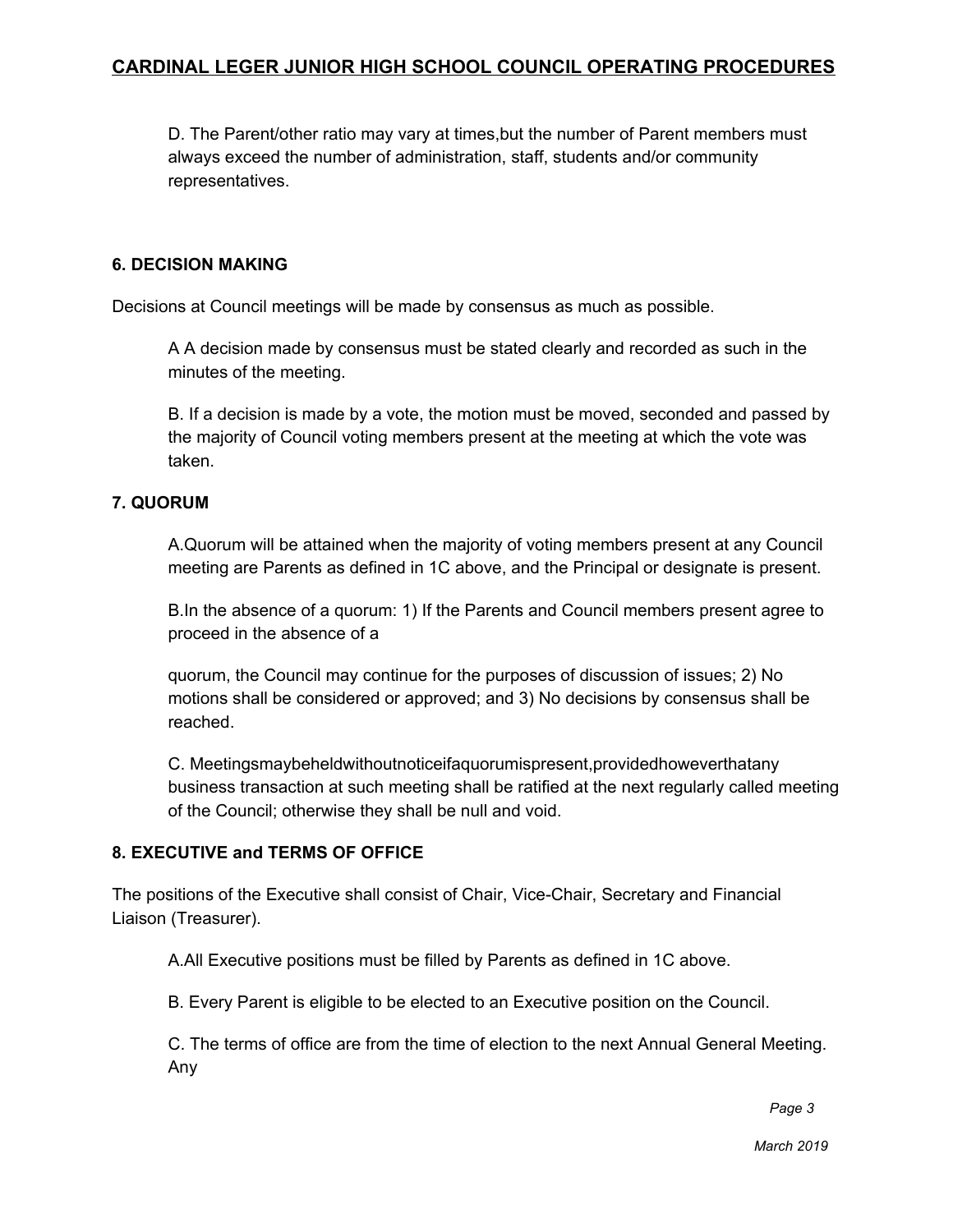D. The Parent/other ratio may vary at times,but the number of Parent members must always exceed the number of administration, staff, students and/or community representatives.

### 6. DECISION MAKING

Decisions at Council meetings will be made by consensus as much as possible.

A A decision made by consensus must be stated clearly and recorded as such in the minutes of the meeting.

B. If a decision is made by a vote, the motion must be moved, seconded and passed by the majority of Council voting members present at the meeting at which the vote was taken.

### 7. QUORUM

A.Quorum will be attained when the majority of voting members present at any Council meeting are Parents as defined in 1C above, and the Principal or designate is present.

B.In the absence of a quorum: 1) If the Parents and Council members present agree to proceed in the absence of a

quorum, the Council may continue for the purposes of discussion of issues; 2) No motions shall be considered or approved; and 3) No decisions by consensus shall be reached.

C. Meetingsmaybeheldwithoutnoticeifaquorumispresent,providedhoweverthatany business transaction at such meeting shall be ratified at the next regularly called meeting of the Council; otherwise they shall be null and void.

### 8. EXECUTIVE and TERMS OF OFFICE

The positions of the Executive shall consist of Chair, Vice-Chair, Secretary and Financial Liaison (Treasurer).

A.All Executive positions must be filled by Parents as defined in 1C above.

B. Every Parent is eligible to be elected to an Executive position on the Council.

C. The terms of office are from the time of election to the next Annual General Meeting. Any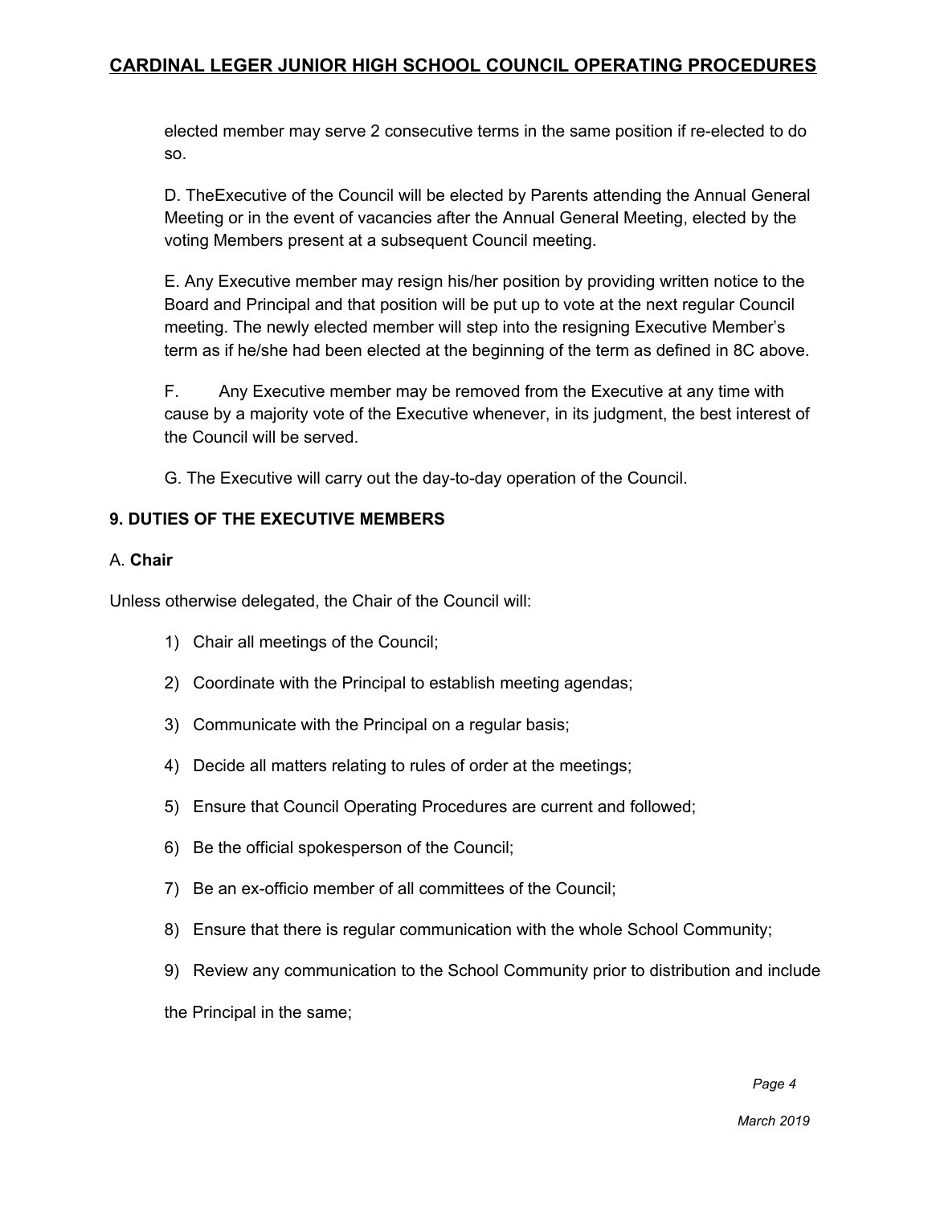elected member may serve 2 consecutive terms in the same position if re-elected to do so.

D. TheExecutive of the Council will be elected by Parents attending the Annual General Meeting or in the event of vacancies after the Annual General Meeting, elected by the voting Members present at a subsequent Council meeting.

E. Any Executive member may resign his/her position by providing written notice to the Board and Principal and that position will be put up to vote at the next regular Council meeting. The newly elected member will step into the resigning Executive Member's term as if he/she had been elected at the beginning of the term as defined in 8C above.

F. Any Executive member may be removed from the Executive at any time with cause by a majority vote of the Executive whenever, in its judgment, the best interest of the Council will be served.

G. The Executive will carry out the day-to-day operation of the Council.

## 9. DUTIES OF THE EXECUTIVE MEMBERS

### A. Chair

Unless otherwise delegated, the Chair of the Council will:

1) Chair all meetings of the Council;
2) Coordinate with the Principal to establish meeting agendas;
3) Communicate with the Principal on a regular basis;
4) Decide all matters relating to rules of order at the meetings;
5) Ensure that Council Operating Procedures are current and followed;
6) Be the official spokesperson of the Council;
7) Be an ex-officio member of all committees of the Council;
8) Ensure that there is regular communication with the whole School Community;
9) Review any communication to the School Community prior to distribution and include the Principal in the same;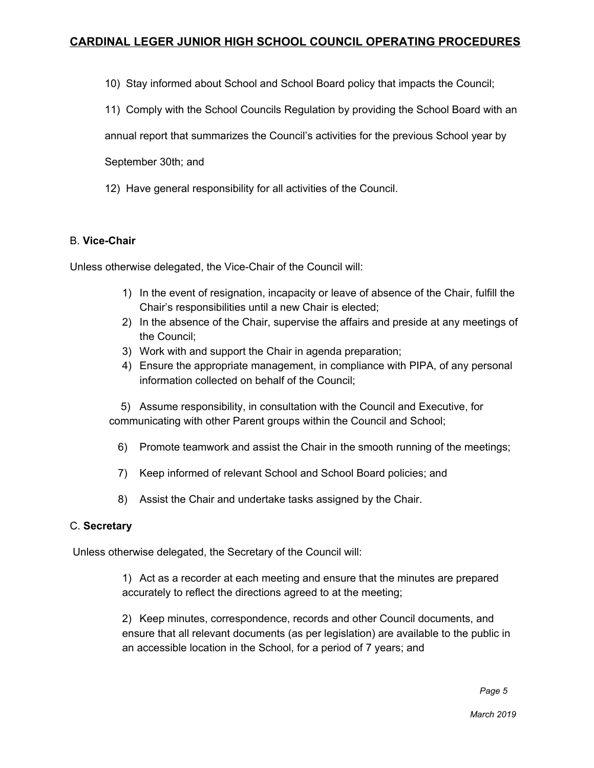10) Stay informed about School and School Board policy that impacts the Council;

11) Comply with the School Councils Regulation by providing the School Board with an annual report that summarizes the Council's activities for the previous School year by September 30th; and

12) Have general responsibility for all activities of the Council.

B. **Vice-Chair**

Unless otherwise delegated, the Vice-Chair of the Council will:

1) In the event of resignation, incapacity or leave of absence of the Chair, fulfill the Chair's responsibilities until a new Chair is elected;
2) In the absence of the Chair, supervise the affairs and preside at any meetings of the Council;
3) Work with and support the Chair in agenda preparation;
4) Ensure the appropriate management, in compliance with PIPA, of any personal information collected on behalf of the Council;
5) Assume responsibility, in consultation with the Council and Executive, for communicating with other Parent groups within the Council and School;
6) Promote teamwork and assist the Chair in the smooth running of the meetings;
7) Keep informed of relevant School and School Board policies; and
8) Assist the Chair and undertake tasks assigned by the Chair.

C. **Secretary**

Unless otherwise delegated, the Secretary of the Council will:

1) Act as a recorder at each meeting and ensure that the minutes are prepared accurately to reflect the directions agreed to at the meeting;

2) Keep minutes, correspondence, records and other Council documents, and ensure that all relevant documents (as per legislation) are available to the public in an accessible location in the School, for a period of 7 years; and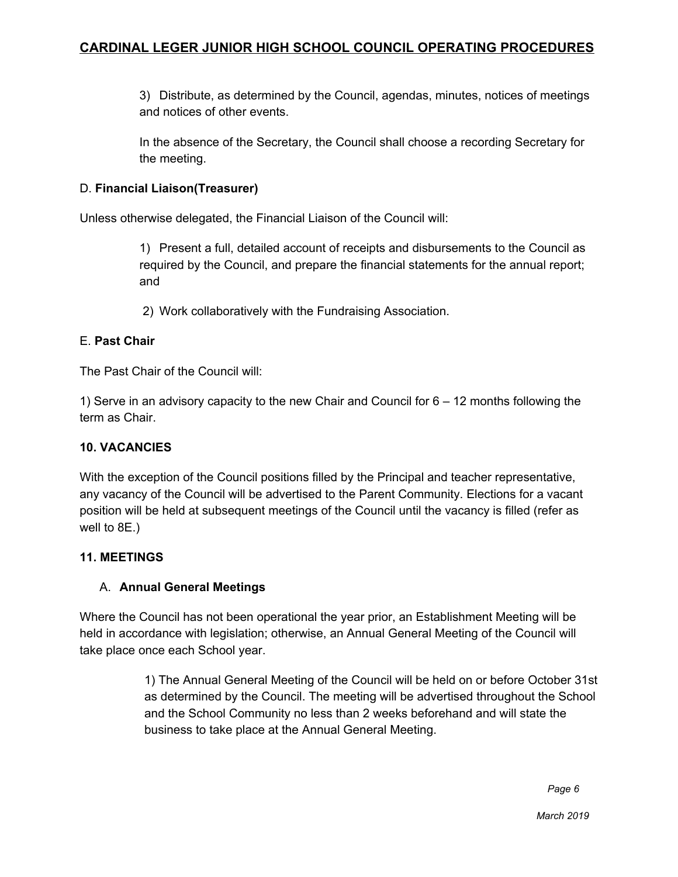3) Distribute, as determined by the Council, agendas, minutes, notices of meetings and notices of other events.

In the absence of the Secretary, the Council shall choose a recording Secretary for the meeting.

D. **Financial Liaison(Treasurer)**

Unless otherwise delegated, the Financial Liaison of the Council will:

1) Present a full, detailed account of receipts and disbursements to the Council as required by the Council, and prepare the financial statements for the annual report; and

2) Work collaboratively with the Fundraising Association.

E. **Past Chair**

The Past Chair of the Council will:

1) Serve in an advisory capacity to the new Chair and Council for 6 – 12 months following the term as Chair.

### 10. VACANCIES

With the exception of the Council positions filled by the Principal and teacher representative, any vacancy of the Council will be advertised to the Parent Community. Elections for a vacant position will be held at subsequent meetings of the Council until the vacancy is filled (refer as well to 8E.)

### 11. MEETINGS

A. **Annual General Meetings**

Where the Council has not been operational the year prior, an Establishment Meeting will be held in accordance with legislation; otherwise, an Annual General Meeting of the Council will take place once each School year.

1) The Annual General Meeting of the Council will be held on or before October 31st as determined by the Council. The meeting will be advertised throughout the School and the School Community no less than 2 weeks beforehand and will state the business to take place at the Annual General Meeting.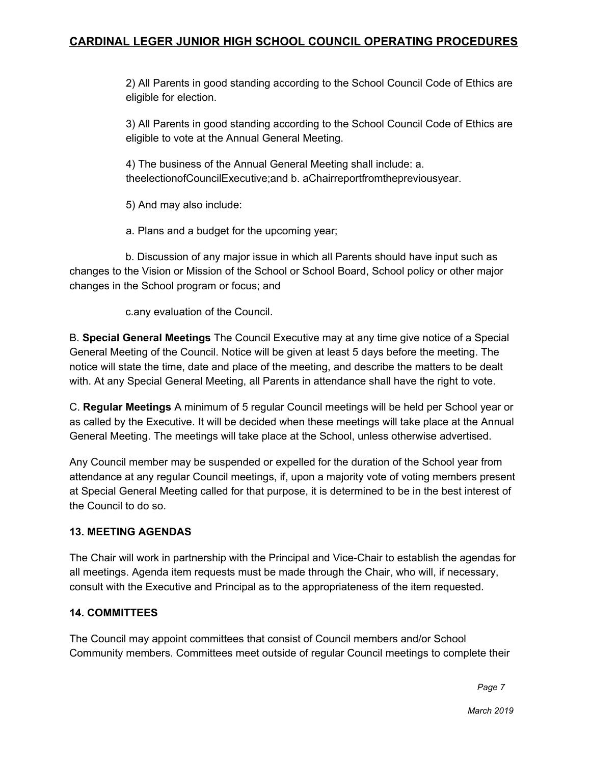2) All Parents in good standing according to the School Council Code of Ethics are eligible for election.

3) All Parents in good standing according to the School Council Code of Ethics are eligible to vote at the Annual General Meeting.

4) The business of the Annual General Meeting shall include: a. theelectionofCouncilExecutive;and b. aChairreportfromthepreviousyear.

5) And may also include:

a. Plans and a budget for the upcoming year;

b. Discussion of any major issue in which all Parents should have input such as changes to the Vision or Mission of the School or School Board, School policy or other major changes in the School program or focus; and

c.any evaluation of the Council.

B. **Special General Meetings** The Council Executive may at any time give notice of a Special General Meeting of the Council. Notice will be given at least 5 days before the meeting. The notice will state the time, date and place of the meeting, and describe the matters to be dealt with. At any Special General Meeting, all Parents in attendance shall have the right to vote.

C. **Regular Meetings** A minimum of 5 regular Council meetings will be held per School year or as called by the Executive. It will be decided when these meetings will take place at the Annual General Meeting. The meetings will take place at the School, unless otherwise advertised.

Any Council member may be suspended or expelled for the duration of the School year from attendance at any regular Council meetings, if, upon a majority vote of voting members present at Special General Meeting called for that purpose, it is determined to be in the best interest of the Council to do so.

### 13. MEETING AGENDAS

The Chair will work in partnership with the Principal and Vice-Chair to establish the agendas for all meetings. Agenda item requests must be made through the Chair, who will, if necessary, consult with the Executive and Principal as to the appropriateness of the item requested.

### 14. COMMITTEES

The Council may appoint committees that consist of Council members and/or School Community members. Committees meet outside of regular Council meetings to complete their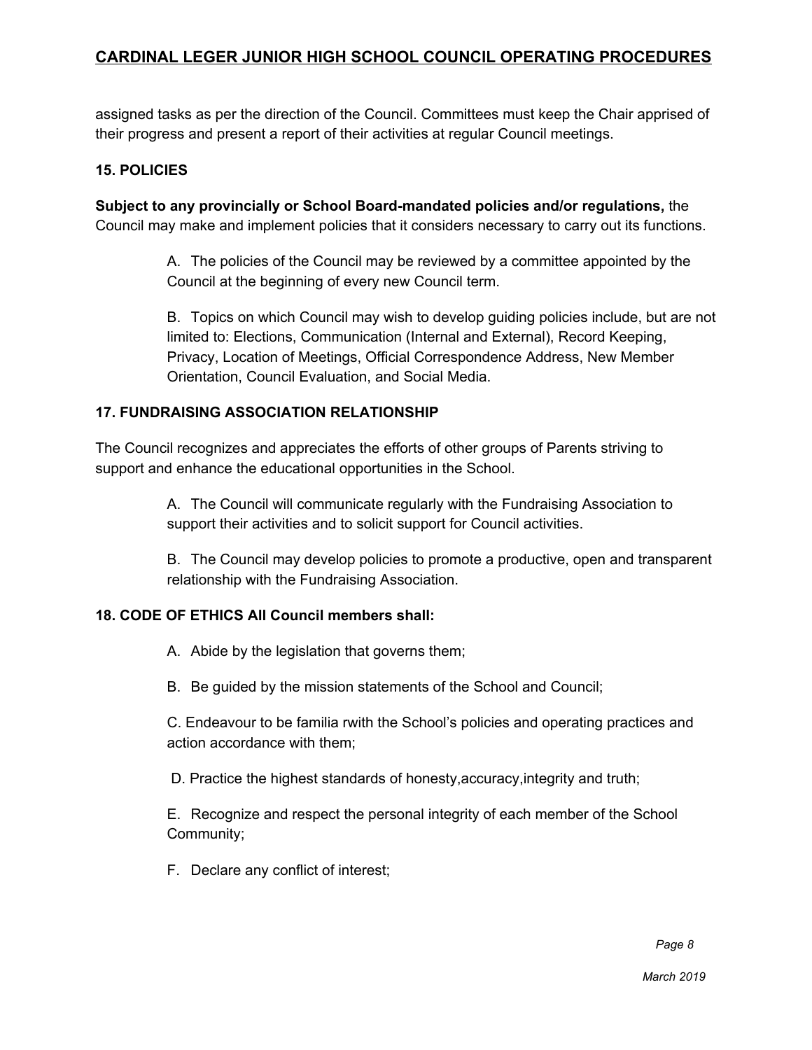assigned tasks as per the direction of the Council. Committees must keep the Chair apprised of their progress and present a report of their activities at regular Council meetings.

### 15. POLICIES

**Subject to any provincially or School Board-mandated policies and/or regulations,** the Council may make and implement policies that it considers necessary to carry out its functions.

A. The policies of the Council may be reviewed by a committee appointed by the Council at the beginning of every new Council term.

B. Topics on which Council may wish to develop guiding policies include, but are not limited to: Elections, Communication (Internal and External), Record Keeping, Privacy, Location of Meetings, Official Correspondence Address, New Member Orientation, Council Evaluation, and Social Media.

### 17. FUNDRAISING ASSOCIATION RELATIONSHIP

The Council recognizes and appreciates the efforts of other groups of Parents striving to support and enhance the educational opportunities in the School.

A. The Council will communicate regularly with the Fundraising Association to support their activities and to solicit support for Council activities.

B. The Council may develop policies to promote a productive, open and transparent relationship with the Fundraising Association.

### 18. CODE OF ETHICS All Council members shall:

A. Abide by the legislation that governs them;

B. Be guided by the mission statements of the School and Council;

C. Endeavour to be familia rwith the School's policies and operating practices and action accordance with them;

D. Practice the highest standards of honesty,accuracy,integrity and truth;

E. Recognize and respect the personal integrity of each member of the School Community;

F. Declare any conflict of interest;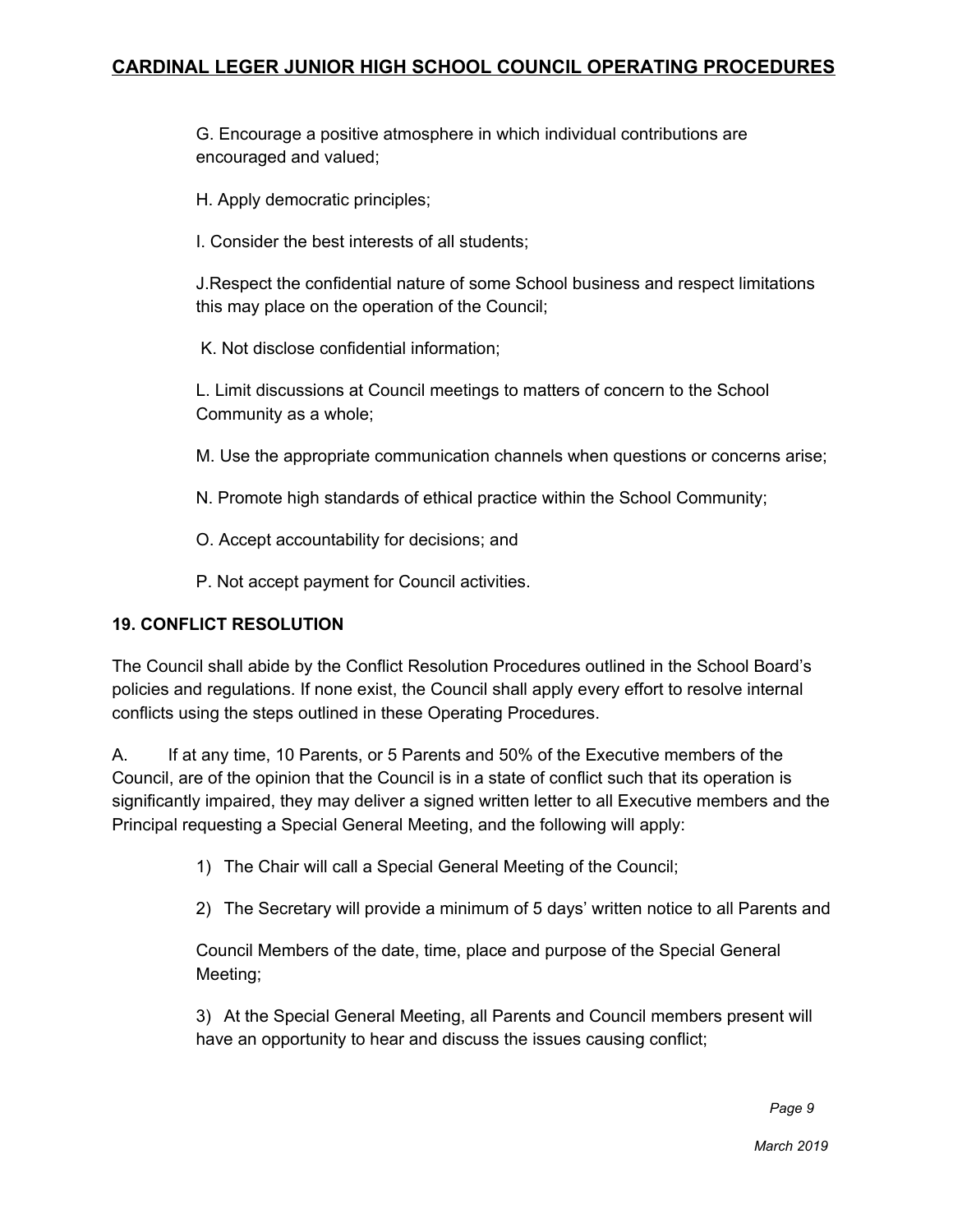G. Encourage a positive atmosphere in which individual contributions are encouraged and valued;

H. Apply democratic principles;

I. Consider the best interests of all students;

J.Respect the confidential nature of some School business and respect limitations this may place on the operation of the Council;

K. Not disclose confidential information;

L. Limit discussions at Council meetings to matters of concern to the School Community as a whole;

M. Use the appropriate communication channels when questions or concerns arise;

N. Promote high standards of ethical practice within the School Community;

O. Accept accountability for decisions; and

P. Not accept payment for Council activities.

### 19. CONFLICT RESOLUTION

The Council shall abide by the Conflict Resolution Procedures outlined in the School Board's policies and regulations. If none exist, the Council shall apply every effort to resolve internal conflicts using the steps outlined in these Operating Procedures.

A. If at any time, 10 Parents, or 5 Parents and 50% of the Executive members of the Council, are of the opinion that the Council is in a state of conflict such that its operation is significantly impaired, they may deliver a signed written letter to all Executive members and the Principal requesting a Special General Meeting, and the following will apply:

1) The Chair will call a Special General Meeting of the Council;

2) The Secretary will provide a minimum of 5 days' written notice to all Parents and Council Members of the date, time, place and purpose of the Special General Meeting;

3) At the Special General Meeting, all Parents and Council members present will have an opportunity to hear and discuss the issues causing conflict;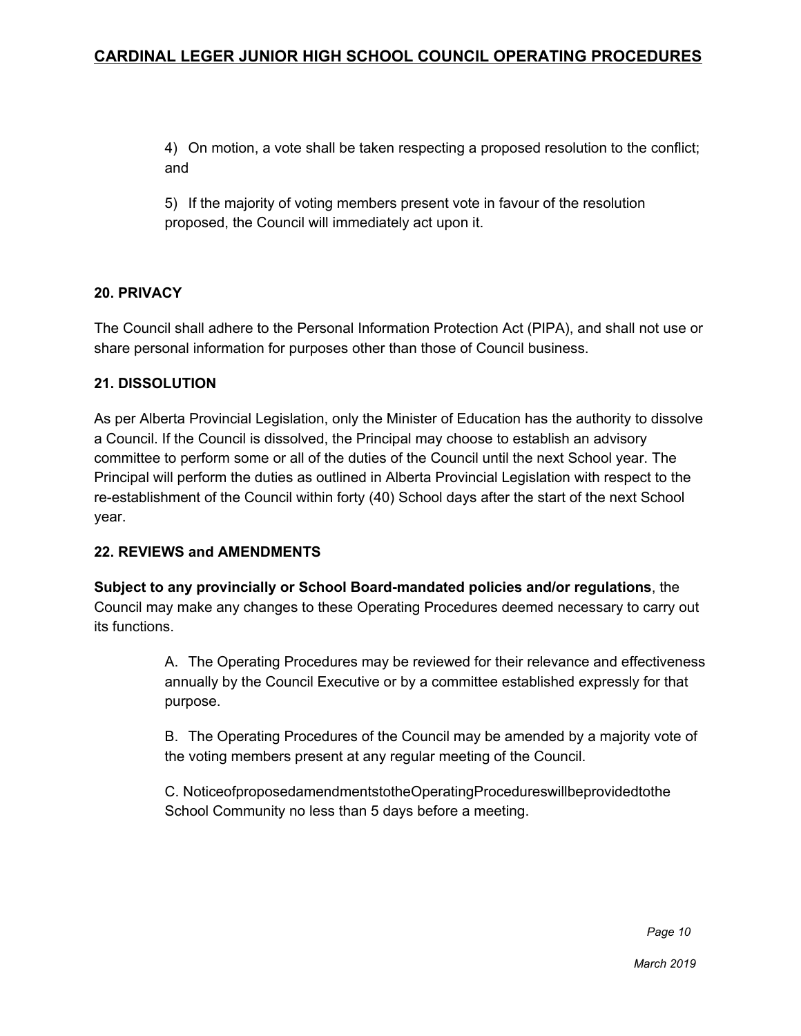4) On motion, a vote shall be taken respecting a proposed resolution to the conflict; and

5) If the majority of voting members present vote in favour of the resolution proposed, the Council will immediately act upon it.

**20. PRIVACY**

The Council shall adhere to the Personal Information Protection Act (PIPA), and shall not use or share personal information for purposes other than those of Council business.

**21. DISSOLUTION**

As per Alberta Provincial Legislation, only the Minister of Education has the authority to dissolve a Council. If the Council is dissolved, the Principal may choose to establish an advisory committee to perform some or all of the duties of the Council until the next School year. The Principal will perform the duties as outlined in Alberta Provincial Legislation with respect to the re-establishment of the Council within forty (40) School days after the start of the next School year.

**22. REVIEWS and AMENDMENTS**

**Subject to any provincially or School Board-mandated policies and/or regulations**, the Council may make any changes to these Operating Procedures deemed necessary to carry out its functions.

A. The Operating Procedures may be reviewed for their relevance and effectiveness annually by the Council Executive or by a committee established expressly for that purpose.

B. The Operating Procedures of the Council may be amended by a majority vote of the voting members present at any regular meeting of the Council.

C. NoticeofproposedamendmentstotheOperatingProcedureswillbeprovidedtothe School Community no less than 5 days before a meeting.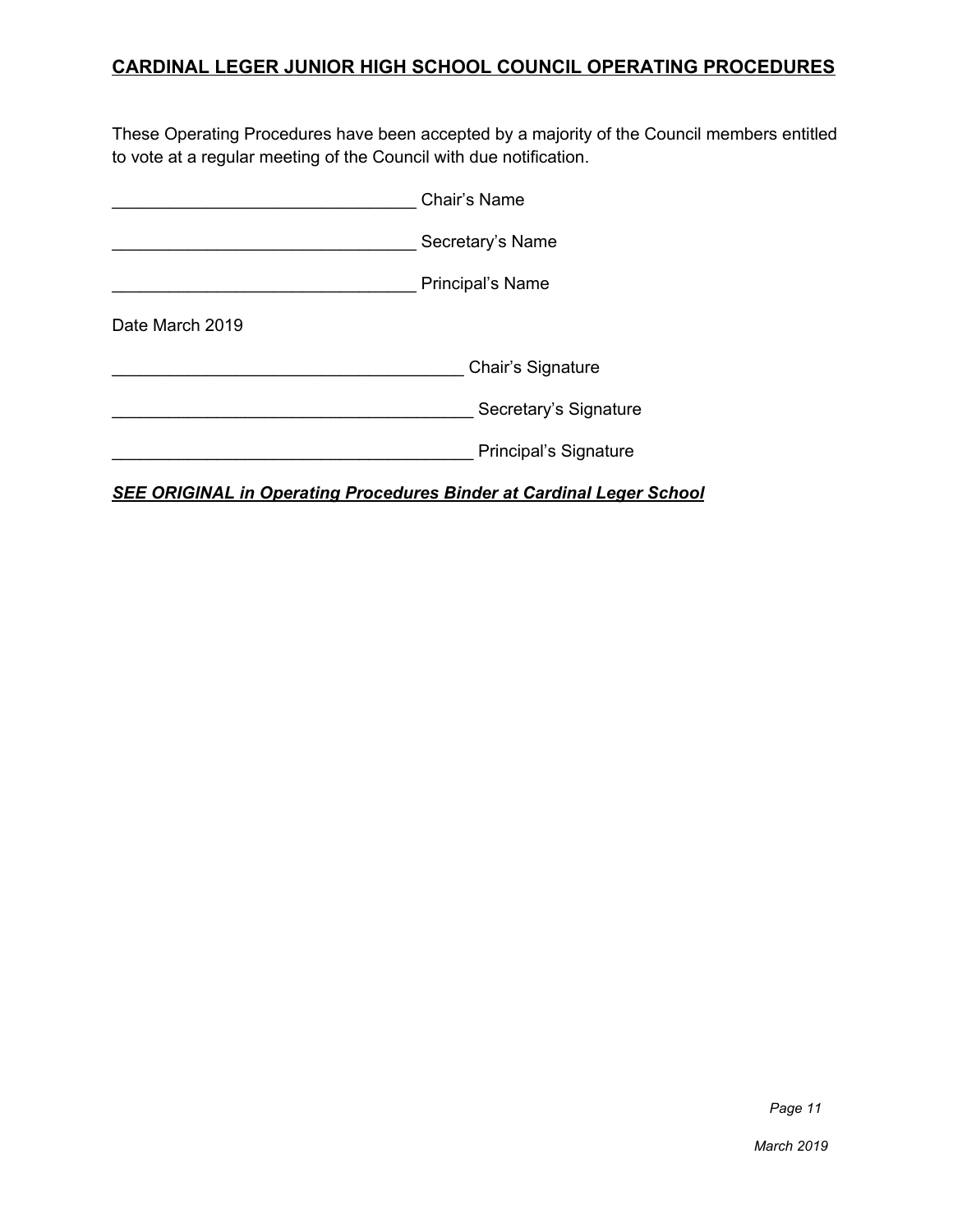**CARDINAL LEGER JUNIOR HIGH SCHOOL COUNCIL OPERATING PROCEDURES**

These Operating Procedures have been accepted by a majority of the Council members entitled to vote at a regular meeting of the Council with due notification.

________________________________ Chair's Name

________________________________ Secretary's Name

________________________________ Principal's Name

Date March 2019

_____________________________________ Chair's Signature

______________________________________ Secretary's Signature

______________________________________ Principal's Signature

***SEE ORIGINAL in Operating Procedures Binder at Cardinal Leger School***